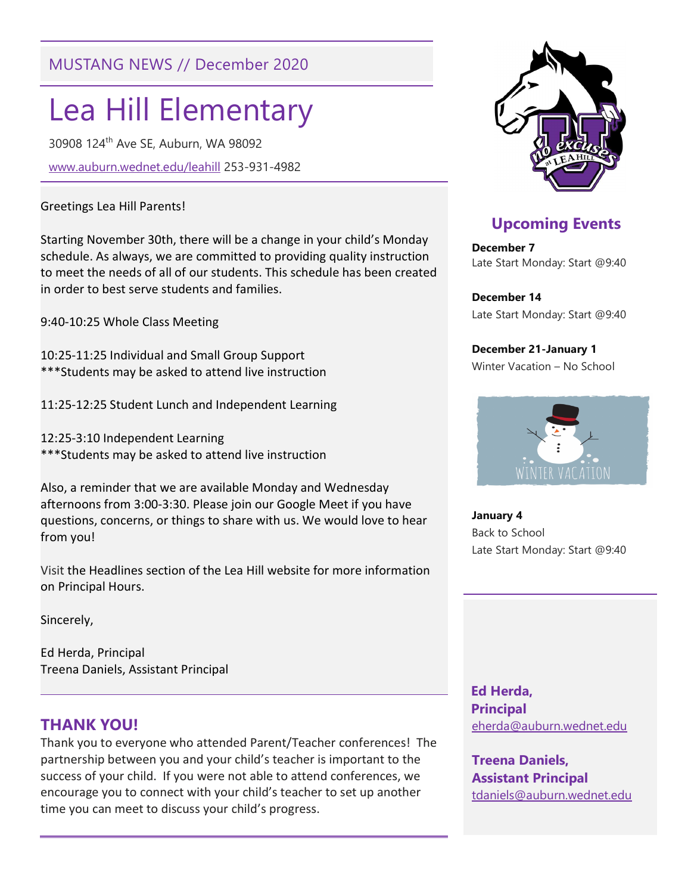MUSTANG NEWS // December 2020

# Lea Hill Elementary

30908 124th Ave SE, Auburn, WA 98092

www.auburn.wednet.edu/leahill 253-931-4982

Greetings Lea Hill Parents!

Starting November 30th, there will be a change in your child's Monday schedule. As always, we are committed to providing quality instruction to meet the needs of all of our students. This schedule has been created in order to best serve students and families.

9:40-10:25 Whole Class Meeting

10:25-11:25 Individual and Small Group Support
***Students may be asked to attend live instruction

11:25-12:25 Student Lunch and Independent Learning

12:25-3:10 Independent Learning
***Students may be asked to attend live instruction

Also, a reminder that we are available Monday and Wednesday afternoons from 3:00-3:30. Please join our Google Meet if you have questions, concerns, or things to share with us. We would love to hear from you!

Visit the Headlines section of the Lea Hill website for more information on Principal Hours.

Sincerely,

Ed Herda, Principal
Treena Daniels, Assistant Principal

## THANK YOU!

Thank you to everyone who attended Parent/Teacher conferences! The partnership between you and your child's teacher is important to the success of your child. If you were not able to attend conferences, we encourage you to connect with your child's teacher to set up another time you can meet to discuss your child's progress.

## Upcoming Events

**December 7**
Late Start Monday: Start @9:40

**December 14**
Late Start Monday: Start @9:40

**December 21-January 1**
Winter Vacation – No School

WINTER VACATION

**January 4**
Back to School
Late Start Monday: Start @9:40

**Ed Herda, Principal**
eherda@auburn.wednet.edu

**Treena Daniels, Assistant Principal**
tdaniels@auburn.wednet.edu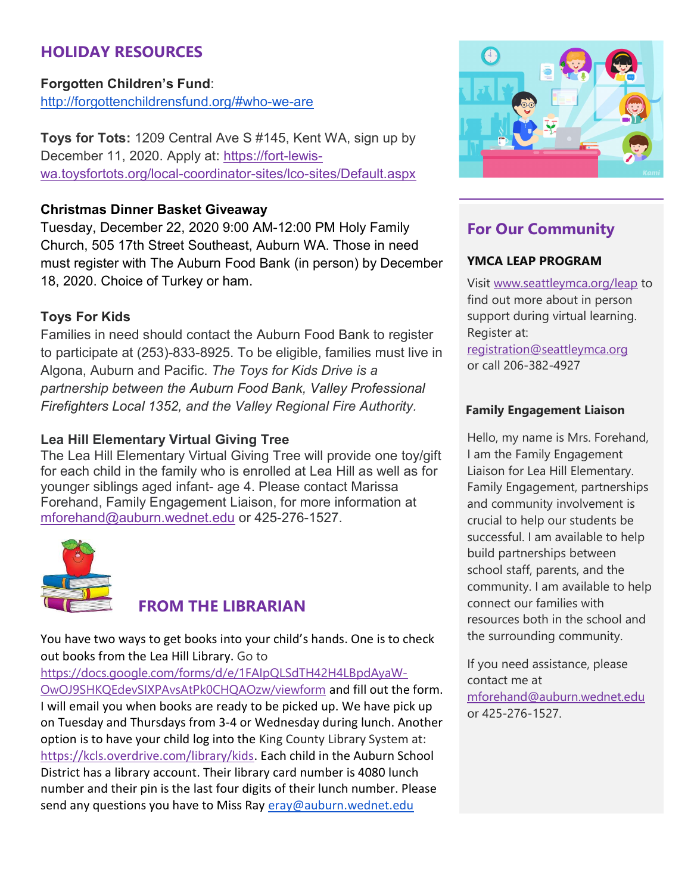## HOLIDAY RESOURCES

**Forgotten Children's Fund**:
http://forgottenchildrensfund.org/#who-we-are

**Toys for Tots:** 1209 Central Ave S #145, Kent WA, sign up by December 11, 2020. Apply at: https://fort-lewis-wa.toysfortots.org/local-coordinator-sites/lco-sites/Default.aspx

**Christmas Dinner Basket Giveaway**
Tuesday, December 22, 2020 9:00 AM-12:00 PM Holy Family Church, 505 17th Street Southeast, Auburn WA. Those in need must register with The Auburn Food Bank (in person) by December 18, 2020. Choice of Turkey or ham.

**Toys For Kids**
Families in need should contact the Auburn Food Bank to register to participate at (253)-833-8925. To be eligible, families must live in Algona, Auburn and Pacific. *The Toys for Kids Drive is a partnership between the Auburn Food Bank, Valley Professional Firefighters Local 1352, and the Valley Regional Fire Authority.*

**Lea Hill Elementary Virtual Giving Tree**
The Lea Hill Elementary Virtual Giving Tree will provide one toy/gift for each child in the family who is enrolled at Lea Hill as well as for younger siblings aged infant- age 4. Please contact Marissa Forehand, Family Engagement Liaison, for more information at mforehand@auburn.wednet.edu or 425-276-1527.

## FROM THE LIBRARIAN

You have two ways to get books into your child's hands. One is to check out books from the Lea Hill Library. Go to https://docs.google.com/forms/d/e/1FAIpQLSdTH42H4LBpdAyaW-OwOJ9SHKQEdevSIXPAvsAtPk0CHQAOzw/viewform and fill out the form. I will email you when books are ready to be picked up. We have pick up on Tuesday and Thursdays from 3-4 or Wednesday during lunch. Another option is to have your child log into the King County Library System at: https://kcls.overdrive.com/library/kids. Each child in the Auburn School District has a library account. Their library card number is 4080 lunch number and their pin is the last four digits of their lunch number. Please send any questions you have to Miss Ray eray@auburn.wednet.edu

## For Our Community

**YMCA LEAP PROGRAM**

Visit www.seattleymca.org/leap to find out more about in person support during virtual learning. Register at: registration@seattleymca.org or call 206-382-4927

**Family Engagement Liaison**

Hello, my name is Mrs. Forehand, I am the Family Engagement Liaison for Lea Hill Elementary. Family Engagement, partnerships and community involvement is crucial to help our students be successful. I am available to help build partnerships between school staff, parents, and the community. I am available to help connect our families with resources both in the school and the surrounding community.

If you need assistance, please contact me at mforehand@auburn.wednet.edu or 425-276-1527.